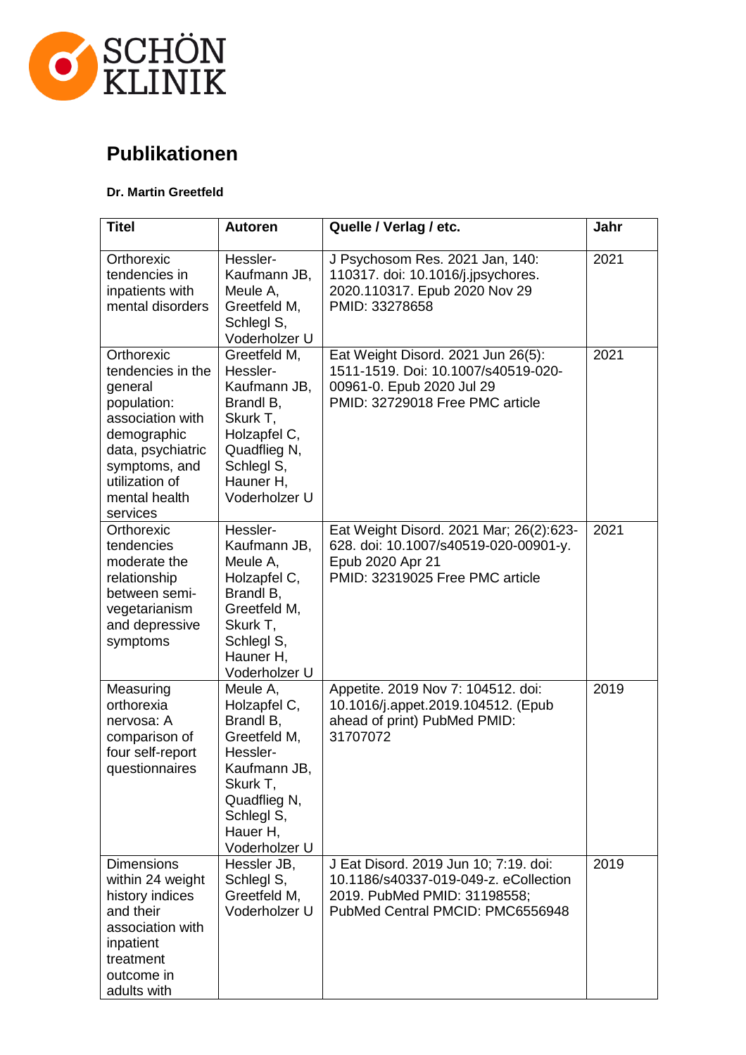# Publikationen

**Dr. Martin Greetfeld**

| Titel | Autoren | Quelle / Verlag / etc. | Jahr |
|---|---|---|---|
| Orthorexic tendencies in inpatients with mental disorders | Hessler-Kaufmann JB, Meule A, Greetfeld M, Schlegl S, Voderholzer U | J Psychosom Res. 2021 Jan, 140: 110317. doi: 10.1016/j.jpsychores. 2020.110317. Epub 2020 Nov 29 PMID: 33278658 | 2021 |
| Orthorexic tendencies in the general population: association with demographic data, psychiatric symptoms, and utilization of mental health services | Greetfeld M, Hessler-Kaufmann JB, Brandl B, Skurk T, Holzapfel C, Quadflieg N, Schlegl S, Hauner H, Voderholzer U | Eat Weight Disord. 2021 Jun 26(5): 1511-1519. Doi: 10.1007/s40519-020-00961-0. Epub 2020 Jul 29 PMID: 32729018 Free PMC article | 2021 |
| Orthorexic tendencies moderate the relationship between semi-vegetarianism and depressive symptoms | Hessler-Kaufmann JB, Meule A, Holzapfel C, Brandl B, Greetfeld M, Skurk T, Schlegl S, Hauner H, Voderholzer U | Eat Weight Disord. 2021 Mar; 26(2):623-628. doi: 10.1007/s40519-020-00901-y. Epub 2020 Apr 21 PMID: 32319025 Free PMC article | 2021 |
| Measuring orthorexia nervosa: A comparison of four self-report questionnaires | Meule A, Holzapfel C, Brandl B, Greetfeld M, Hessler-Kaufmann JB, Skurk T, Quadflieg N, Schlegl S, Hauer H, Voderholzer U | Appetite. 2019 Nov 7: 104512. doi: 10.1016/j.appet.2019.104512. (Epub ahead of print) PubMed PMID: 31707072 | 2019 |
| Dimensions within 24 weight history indices and their association with inpatient treatment outcome in adults with | Hessler JB, Schlegl S, Greetfeld M, Voderholzer U | J Eat Disord. 2019 Jun 10; 7:19. doi: 10.1186/s40337-019-049-z. eCollection 2019. PubMed PMID: 31198558; PubMed Central PMCID: PMC6556948 | 2019 |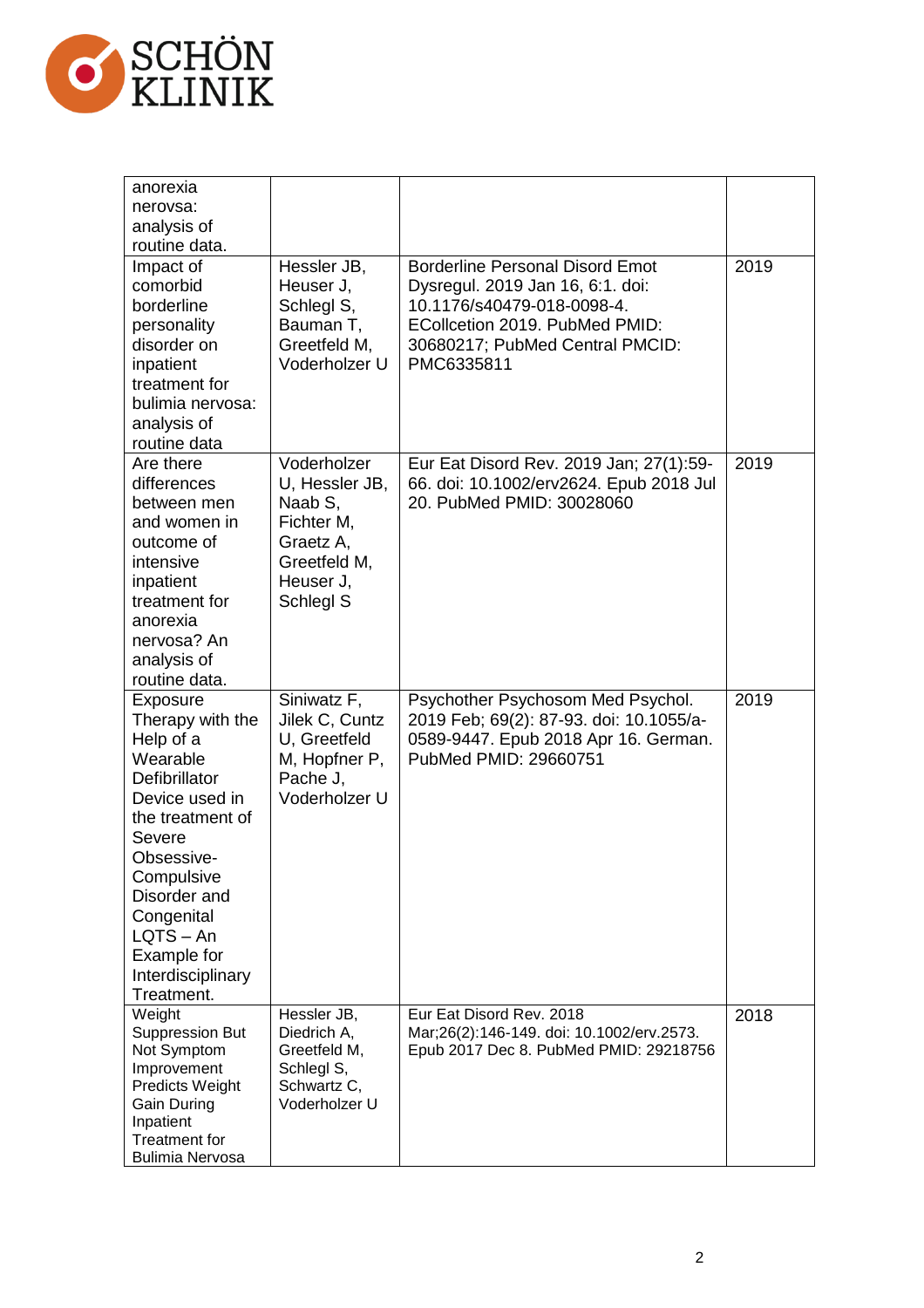| | | | |
|---|---|---|---|
| anorexia nerovsa: analysis of routine data. | | | |
| Impact of comorbid borderline personality disorder on inpatient treatment for bulimia nervosa: analysis of routine data | Hessler JB, Heuser J, Schlegl S, Bauman T, Greetfeld M, Voderholzer U | Borderline Personal Disord Emot Dysregul. 2019 Jan 16, 6:1. doi: 10.1176/s40479-018-0098-4. ECollcetion 2019. PubMed PMID: 30680217; PubMed Central PMCID: PMC6335811 | 2019 |
| Are there differences between men and women in outcome of intensive inpatient treatment for anorexia nervosa? An analysis of routine data. | Voderholzer U, Hessler JB, Naab S, Fichter M, Graetz A, Greetfeld M, Heuser J, Schlegl S | Eur Eat Disord Rev. 2019 Jan; 27(1):59-66. doi: 10.1002/erv2624. Epub 2018 Jul 20. PubMed PMID: 30028060 | 2019 |
| Exposure Therapy with the Help of a Wearable Defibrillator Device used in the treatment of Severe Obsessive-Compulsive Disorder and Congenital LQTS – An Example for Interdisciplinary Treatment. | Siniwatz F, Jilek C, Cuntz U, Greetfeld M, Hopfner P, Pache J, Voderholzer U | Psychother Psychosom Med Psychol. 2019 Feb; 69(2): 87-93. doi: 10.1055/a-0589-9447. Epub 2018 Apr 16. German. PubMed PMID: 29660751 | 2019 |
| Weight Suppression But Not Symptom Improvement Predicts Weight Gain During Inpatient Treatment for Bulimia Nervosa | Hessler JB, Diedrich A, Greetfeld M, Schlegl S, Schwartz C, Voderholzer U | Eur Eat Disord Rev. 2018 Mar;26(2):146-149. doi: 10.1002/erv.2573. Epub 2017 Dec 8. PubMed PMID: 29218756 | 2018 |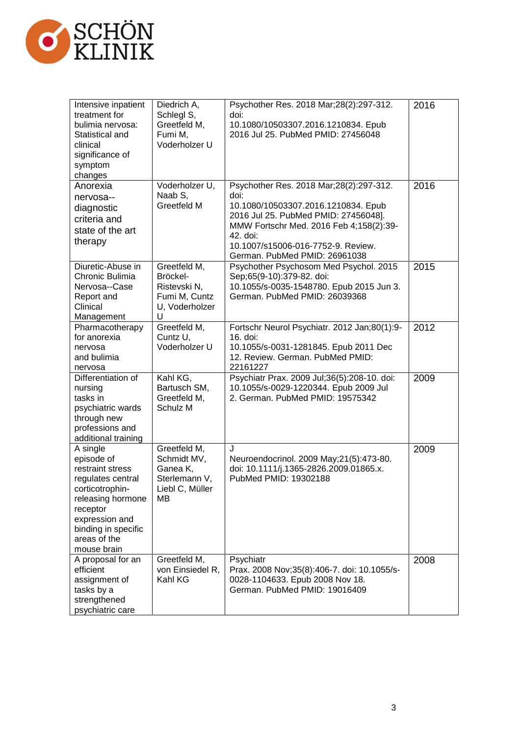| Intensive inpatient treatment for bulimia nervosa: Statistical and clinical significance of symptom changes | Diedrich A, Schlegl S, Greetfeld M, Fumi M, Voderholzer U | Psychother Res. 2018 Mar;28(2):297-312. doi: 10.1080/10503307.2016.1210834. Epub 2016 Jul 25. PubMed PMID: 27456048 | 2016 |
|---|---|---|---|
| Anorexia nervosa--diagnostic criteria and state of the art therapy | Voderholzer U, Naab S, Greetfeld M | Psychother Res. 2018 Mar;28(2):297-312. doi: 10.1080/10503307.2016.1210834. Epub 2016 Jul 25. PubMed PMID: 27456048]. MMW Fortschr Med. 2016 Feb 4;158(2):39-42. doi: 10.1007/s15006-016-7752-9. Review. German. PubMed PMID: 26961038 | 2016 |
| Diuretic-Abuse in Chronic Bulimia Nervosa--Case Report and Clinical Management | Greetfeld M, Bröckel-Ristevski N, Fumi M, Cuntz U, Voderholzer U | Psychother Psychosom Med Psychol. 2015 Sep;65(9-10):379-82. doi: 10.1055/s-0035-1548780. Epub 2015 Jun 3. German. PubMed PMID: 26039368 | 2015 |
| Pharmacotherapy for anorexia nervosa and bulimia nervosa | Greetfeld M, Cuntz U, Voderholzer U | Fortschr Neurol Psychiatr. 2012 Jan;80(1):9-16. doi: 10.1055/s-0031-1281845. Epub 2011 Dec 12. Review. German. PubMed PMID: 22161227 | 2012 |
| Differentiation of nursing tasks in psychiatric wards through new professions and additional training | Kahl KG, Bartusch SM, Greetfeld M, Schulz M | Psychiatr Prax. 2009 Jul;36(5):208-10. doi: 10.1055/s-0029-1220344. Epub 2009 Jul 2. German. PubMed PMID: 19575342 | 2009 |
| A single episode of restraint stress regulates central corticotrophin-releasing hormone receptor expression and binding in specific areas of the mouse brain | Greetfeld M, Schmidt MV, Ganea K, Sterlemann V, Liebl C, Müller MB | J Neuroendocrinol. 2009 May;21(5):473-80. doi: 10.1111/j.1365-2826.2009.01865.x. PubMed PMID: 19302188 | 2009 |
| A proposal for an efficient assignment of tasks by a strengthened psychiatric care | Greetfeld M, von Einsiedel R, Kahl KG | Psychiatr Prax. 2008 Nov;35(8):406-7. doi: 10.1055/s-0028-1104633. Epub 2008 Nov 18. German. PubMed PMID: 19016409 | 2008 |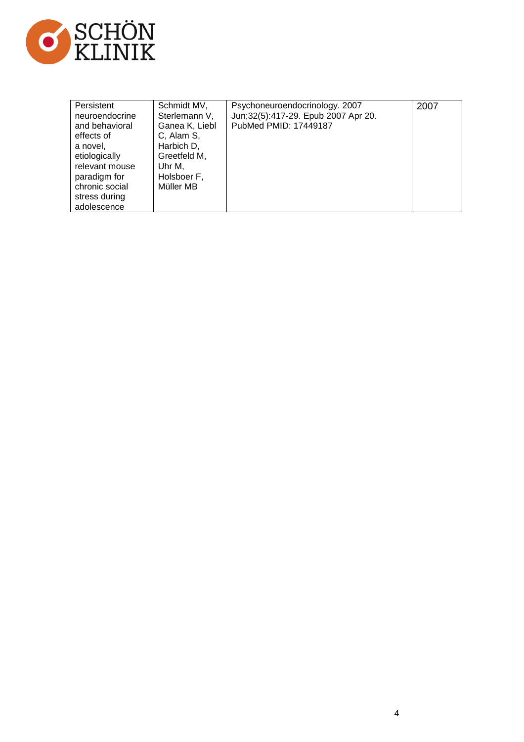| | | | |
|---|---|---|---|
| Persistent neuroendocrine and behavioral effects of a novel, etiologically relevant mouse paradigm for chronic social stress during adolescence | Schmidt MV, Sterlemann V, Ganea K, Liebl C, Alam S, Harbich D, Greetfeld M, Uhr M, Holsboer F, Müller MB | Psychoneuroendocrinology. 2007 Jun;32(5):417-29. Epub 2007 Apr 20. PubMed PMID: 17449187 | 2007 |